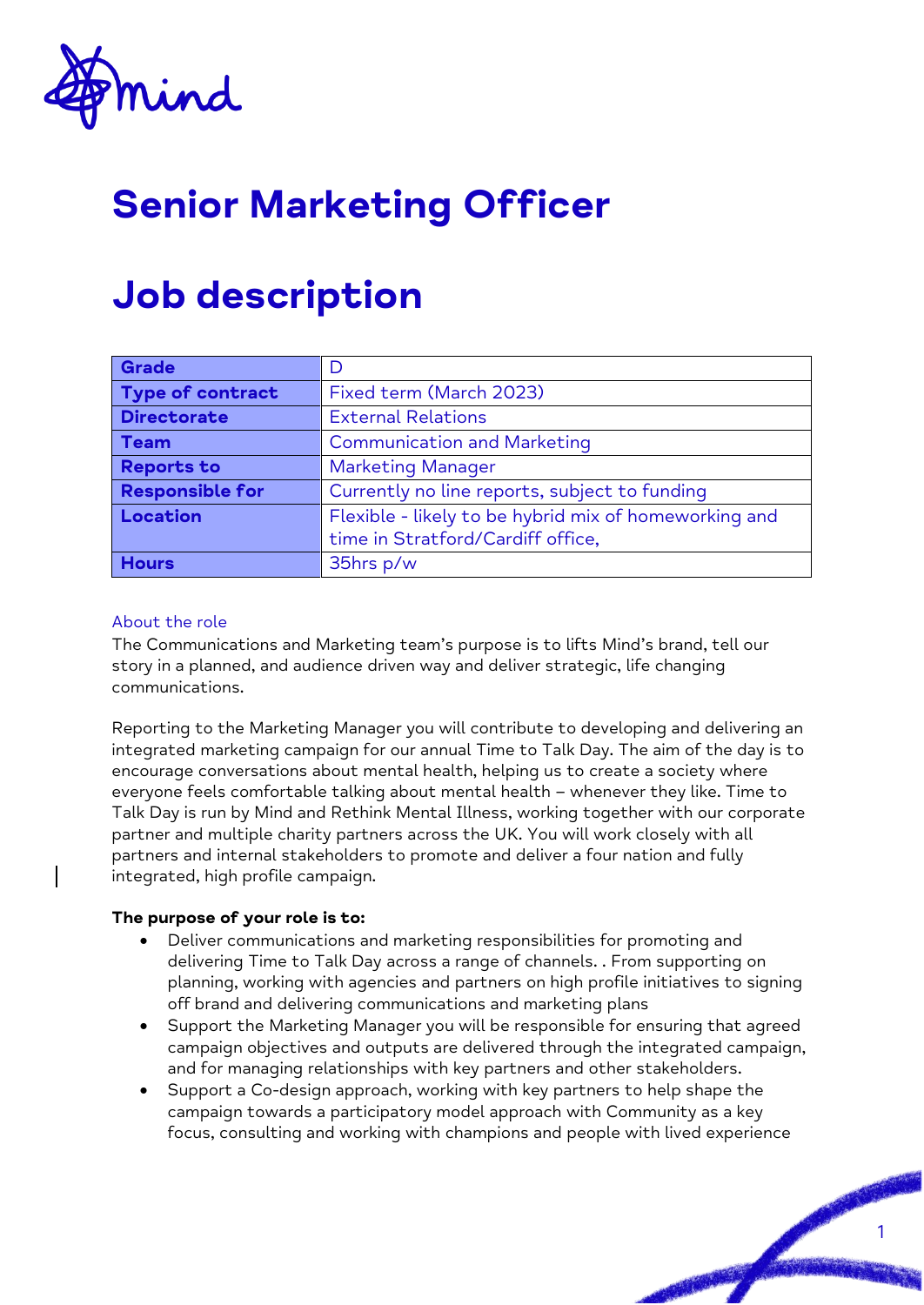# Senior Marketing Officer

# Job description

| Grade | D |
|---|---|
| Type of contract | Fixed term (March 2023) |
| Directorate | External Relations |
| Team | Communication and Marketing |
| Reports to | Marketing Manager |
| Responsible for | Currently no line reports, subject to funding |
| Location | Flexible - likely to be hybrid mix of homeworking and time in Stratford/Cardiff office, |
| Hours | 35hrs p/w |

About the role

The Communications and Marketing team's purpose is to lifts Mind's brand, tell our story in a planned, and audience driven way and deliver strategic, life changing communications.

Reporting to the Marketing Manager you will contribute to developing and delivering an integrated marketing campaign for our annual Time to Talk Day. The aim of the day is to encourage conversations about mental health, helping us to create a society where everyone feels comfortable talking about mental health – whenever they like. Time to Talk Day is run by Mind and Rethink Mental Illness, working together with our corporate partner and multiple charity partners across the UK. You will work closely with all partners and internal stakeholders to promote and deliver a four nation and fully integrated, high profile campaign.

**The purpose of your role is to:**

- Deliver communications and marketing responsibilities for promoting and delivering Time to Talk Day across a range of channels. . From supporting on planning, working with agencies and partners on high profile initiatives to signing off brand and delivering communications and marketing plans
- Support the Marketing Manager you will be responsible for ensuring that agreed campaign objectives and outputs are delivered through the integrated campaign, and for managing relationships with key partners and other stakeholders.
- Support a Co-design approach, working with key partners to help shape the campaign towards a participatory model approach with Community as a key focus, consulting and working with champions and people with lived experience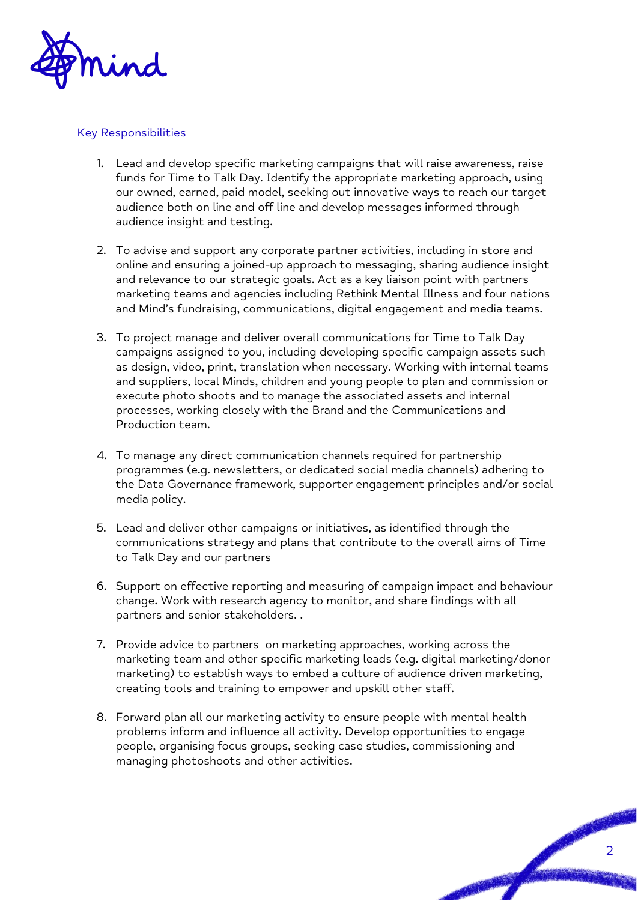## Key Responsibilities

1. Lead and develop specific marketing campaigns that will raise awareness, raise funds for Time to Talk Day. Identify the appropriate marketing approach, using our owned, earned, paid model, seeking out innovative ways to reach our target audience both on line and off line and develop messages informed through audience insight and testing.

2. To advise and support any corporate partner activities, including in store and online and ensuring a joined-up approach to messaging, sharing audience insight and relevance to our strategic goals. Act as a key liaison point with partners marketing teams and agencies including Rethink Mental Illness and four nations and Mind's fundraising, communications, digital engagement and media teams.

3. To project manage and deliver overall communications for Time to Talk Day campaigns assigned to you, including developing specific campaign assets such as design, video, print, translation when necessary. Working with internal teams and suppliers, local Minds, children and young people to plan and commission or execute photo shoots and to manage the associated assets and internal processes, working closely with the Brand and the Communications and Production team.

4. To manage any direct communication channels required for partnership programmes (e.g. newsletters, or dedicated social media channels) adhering to the Data Governance framework, supporter engagement principles and/or social media policy.

5. Lead and deliver other campaigns or initiatives, as identified through the communications strategy and plans that contribute to the overall aims of Time to Talk Day and our partners

6. Support on effective reporting and measuring of campaign impact and behaviour change. Work with research agency to monitor, and share findings with all partners and senior stakeholders. .

7. Provide advice to partners on marketing approaches, working across the marketing team and other specific marketing leads (e.g. digital marketing/donor marketing) to establish ways to embed a culture of audience driven marketing, creating tools and training to empower and upskill other staff.

8. Forward plan all our marketing activity to ensure people with mental health problems inform and influence all activity. Develop opportunities to engage people, organising focus groups, seeking case studies, commissioning and managing photoshoots and other activities.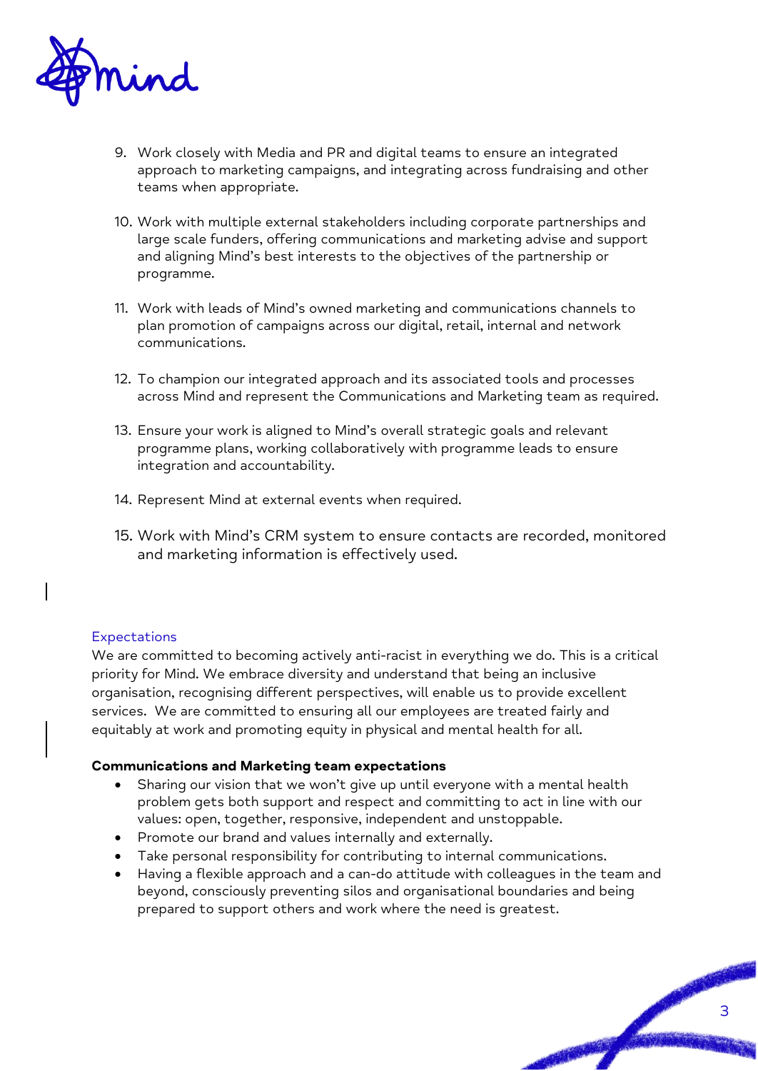9. Work closely with Media and PR and digital teams to ensure an integrated approach to marketing campaigns, and integrating across fundraising and other teams when appropriate.

10. Work with multiple external stakeholders including corporate partnerships and large scale funders, offering communications and marketing advise and support and aligning Mind's best interests to the objectives of the partnership or programme.

11. Work with leads of Mind's owned marketing and communications channels to plan promotion of campaigns across our digital, retail, internal and network communications.

12. To champion our integrated approach and its associated tools and processes across Mind and represent the Communications and Marketing team as required.

13. Ensure your work is aligned to Mind's overall strategic goals and relevant programme plans, working collaboratively with programme leads to ensure integration and accountability.

14. Represent Mind at external events when required.

15. Work with Mind's CRM system to ensure contacts are recorded, monitored and marketing information is effectively used.

## Expectations

We are committed to becoming actively anti-racist in everything we do. This is a critical priority for Mind. We embrace diversity and understand that being an inclusive organisation, recognising different perspectives, will enable us to provide excellent services. We are committed to ensuring all our employees are treated fairly and equitably at work and promoting equity in physical and mental health for all.

**Communications and Marketing team expectations**

- Sharing our vision that we won't give up until everyone with a mental health problem gets both support and respect and committing to act in line with our values: open, together, responsive, independent and unstoppable.
- Promote our brand and values internally and externally.
- Take personal responsibility for contributing to internal communications.
- Having a flexible approach and a can-do attitude with colleagues in the team and beyond, consciously preventing silos and organisational boundaries and being prepared to support others and work where the need is greatest.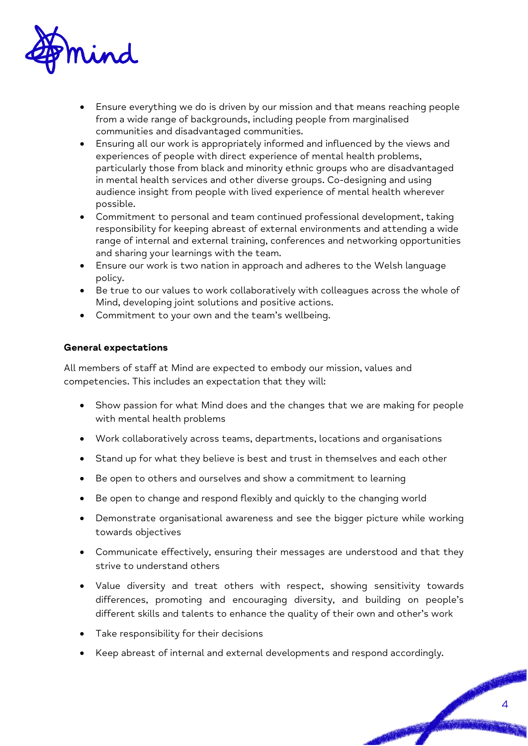- Ensure everything we do is driven by our mission and that means reaching people from a wide range of backgrounds, including people from marginalised communities and disadvantaged communities.
- Ensuring all our work is appropriately informed and influenced by the views and experiences of people with direct experience of mental health problems, particularly those from black and minority ethnic groups who are disadvantaged in mental health services and other diverse groups. Co-designing and using audience insight from people with lived experience of mental health wherever possible.
- Commitment to personal and team continued professional development, taking responsibility for keeping abreast of external environments and attending a wide range of internal and external training, conferences and networking opportunities and sharing your learnings with the team.
- Ensure our work is two nation in approach and adheres to the Welsh language policy.
- Be true to our values to work collaboratively with colleagues across the whole of Mind, developing joint solutions and positive actions.
- Commitment to your own and the team's wellbeing.

**General expectations**

All members of staff at Mind are expected to embody our mission, values and competencies. This includes an expectation that they will:

- Show passion for what Mind does and the changes that we are making for people with mental health problems
- Work collaboratively across teams, departments, locations and organisations
- Stand up for what they believe is best and trust in themselves and each other
- Be open to others and ourselves and show a commitment to learning
- Be open to change and respond flexibly and quickly to the changing world
- Demonstrate organisational awareness and see the bigger picture while working towards objectives
- Communicate effectively, ensuring their messages are understood and that they strive to understand others
- Value diversity and treat others with respect, showing sensitivity towards differences, promoting and encouraging diversity, and building on people's different skills and talents to enhance the quality of their own and other's work
- Take responsibility for their decisions
- Keep abreast of internal and external developments and respond accordingly.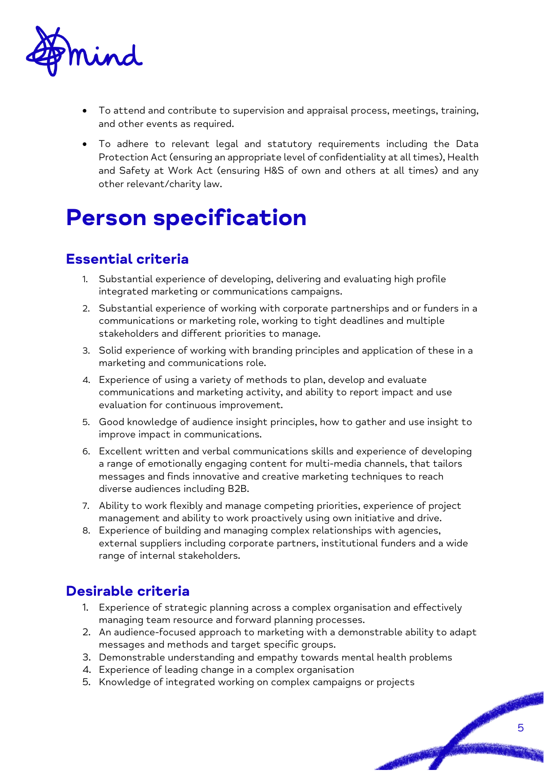- To attend and contribute to supervision and appraisal process, meetings, training, and other events as required.
- To adhere to relevant legal and statutory requirements including the Data Protection Act (ensuring an appropriate level of confidentiality at all times), Health and Safety at Work Act (ensuring H&S of own and others at all times) and any other relevant/charity law.

# Person specification

## Essential criteria

1. Substantial experience of developing, delivering and evaluating high profile integrated marketing or communications campaigns.
2. Substantial experience of working with corporate partnerships and or funders in a communications or marketing role, working to tight deadlines and multiple stakeholders and different priorities to manage.
3. Solid experience of working with branding principles and application of these in a marketing and communications role.
4. Experience of using a variety of methods to plan, develop and evaluate communications and marketing activity, and ability to report impact and use evaluation for continuous improvement.
5. Good knowledge of audience insight principles, how to gather and use insight to improve impact in communications.
6. Excellent written and verbal communications skills and experience of developing a range of emotionally engaging content for multi-media channels, that tailors messages and finds innovative and creative marketing techniques to reach diverse audiences including B2B.
7. Ability to work flexibly and manage competing priorities, experience of project management and ability to work proactively using own initiative and drive.
8. Experience of building and managing complex relationships with agencies, external suppliers including corporate partners, institutional funders and a wide range of internal stakeholders.

## Desirable criteria

1. Experience of strategic planning across a complex organisation and effectively managing team resource and forward planning processes.
2. An audience-focused approach to marketing with a demonstrable ability to adapt messages and methods and target specific groups.
3. Demonstrable understanding and empathy towards mental health problems
4. Experience of leading change in a complex organisation
5. Knowledge of integrated working on complex campaigns or projects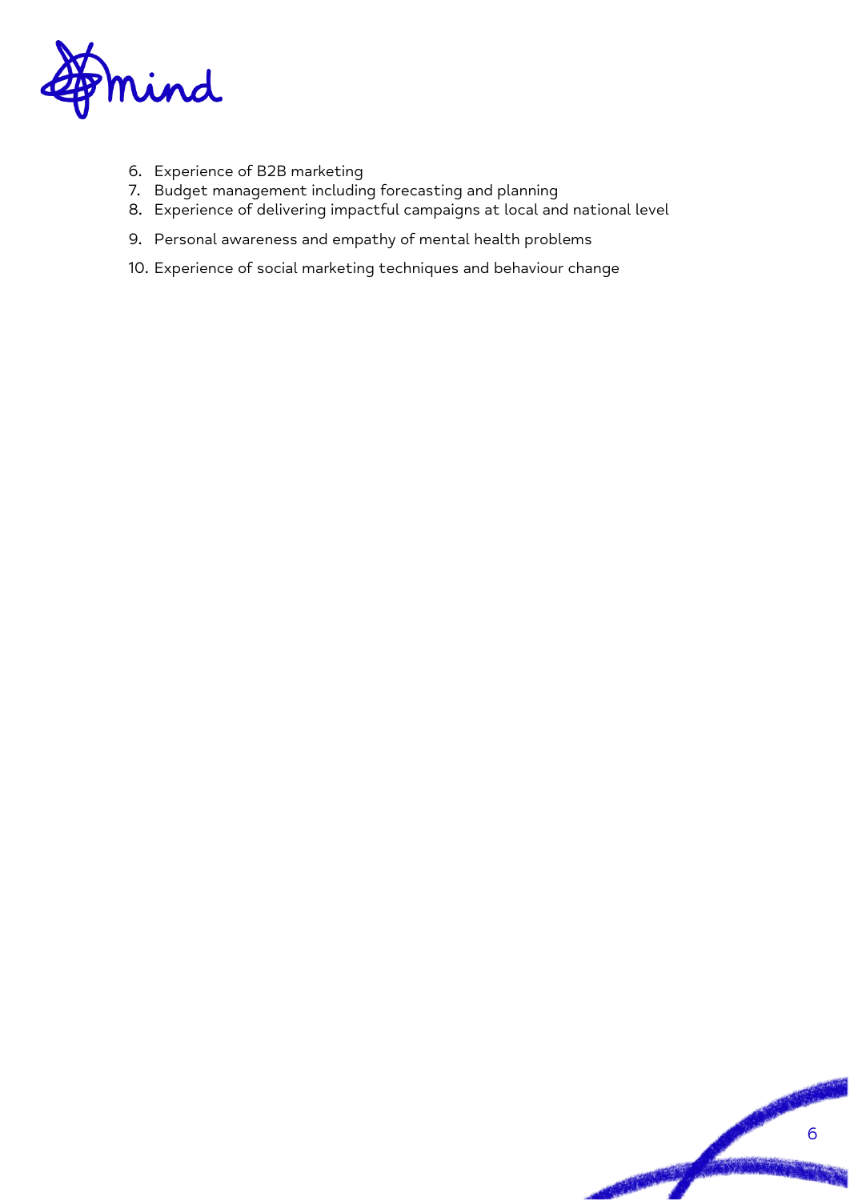6. Experience of B2B marketing
7. Budget management including forecasting and planning
8. Experience of delivering impactful campaigns at local and national level
9. Personal awareness and empathy of mental health problems
10. Experience of social marketing techniques and behaviour change